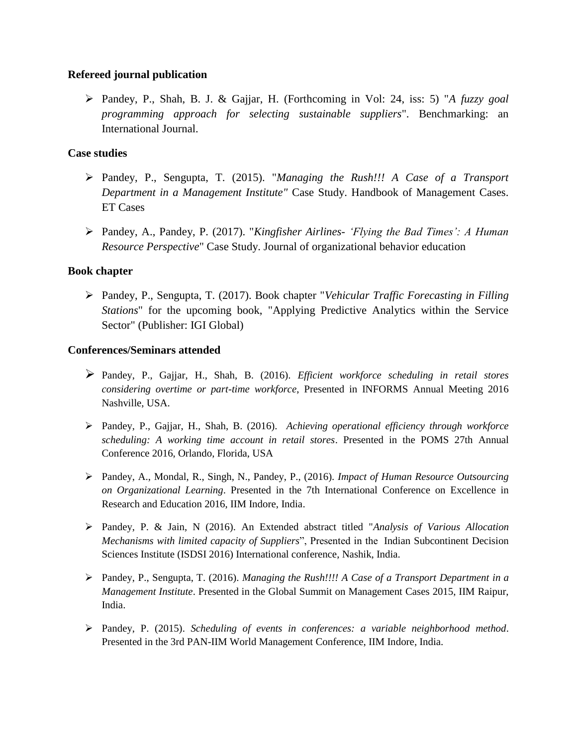### Refereed journal publication

- Pandey, P., Shah, B. J. & Gajjar, H. (Forthcoming in Vol: 24, iss: 5) "*A fuzzy goal programming approach for selecting sustainable suppliers*". Benchmarking: an International Journal.

### Case studies

- Pandey, P., Sengupta, T. (2015). "*Managing the Rush!!! A Case of a Transport Department in a Management Institute"* Case Study. Handbook of Management Cases. ET Cases

- Pandey, A., Pandey, P. (2017). "*Kingfisher Airlines- 'Flying the Bad Times': A Human Resource Perspective*" Case Study. Journal of organizational behavior education

### Book chapter

- Pandey, P., Sengupta, T. (2017). Book chapter "*Vehicular Traffic Forecasting in Filling Stations*" for the upcoming book, "Applying Predictive Analytics within the Service Sector" (Publisher: IGI Global)

### Conferences/Seminars attended

- Pandey, P., Gajjar, H., Shah, B. (2016). *Efficient workforce scheduling in retail stores considering overtime or part-time workforce*, Presented in INFORMS Annual Meeting 2016 Nashville, USA.

- Pandey, P., Gajjar, H., Shah, B. (2016). *Achieving operational efficiency through workforce scheduling: A working time account in retail stores*. Presented in the POMS 27th Annual Conference 2016, Orlando, Florida, USA

- Pandey, A., Mondal, R., Singh, N., Pandey, P., (2016). *Impact of Human Resource Outsourcing on Organizational Learning*. Presented in the 7th International Conference on Excellence in Research and Education 2016, IIM Indore, India.

- Pandey, P. & Jain, N (2016). An Extended abstract titled "*Analysis of Various Allocation Mechanisms with limited capacity of Suppliers*", Presented in the Indian Subcontinent Decision Sciences Institute (ISDSI 2016) International conference, Nashik, India.

- Pandey, P., Sengupta, T. (2016). *Managing the Rush!!!! A Case of a Transport Department in a Management Institute*. Presented in the Global Summit on Management Cases 2015, IIM Raipur, India.

- Pandey, P. (2015). *Scheduling of events in conferences: a variable neighborhood method*. Presented in the 3rd PAN-IIM World Management Conference, IIM Indore, India.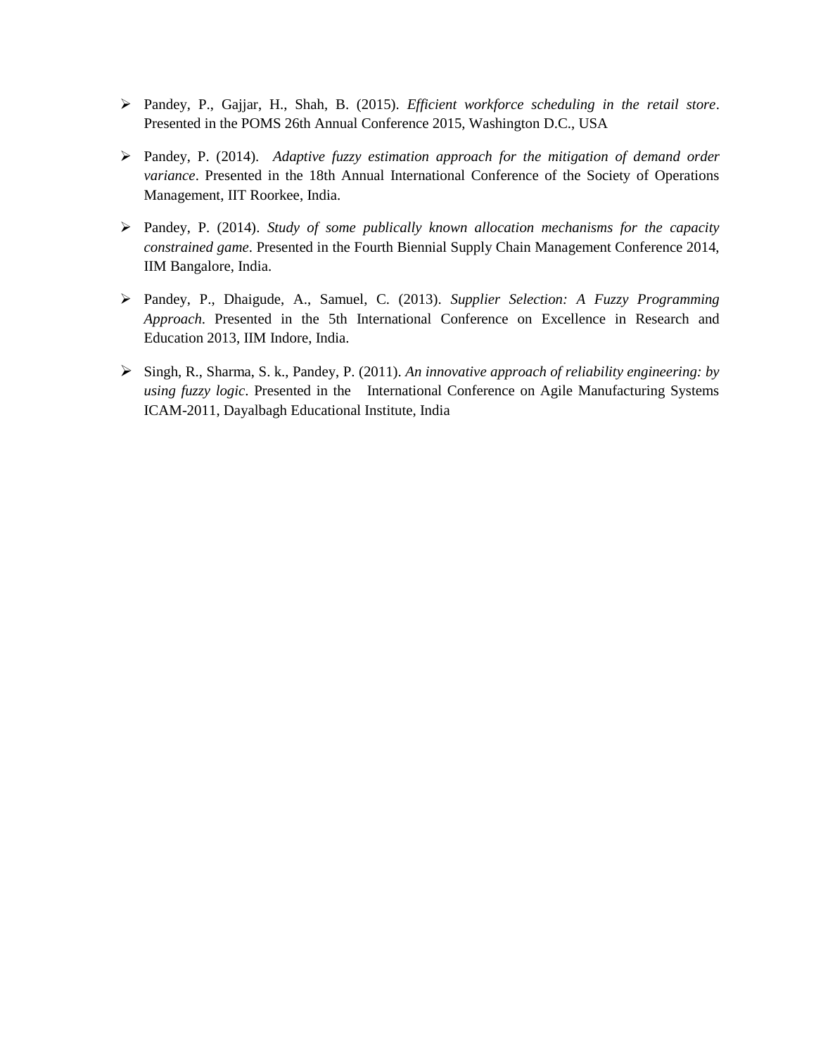- Pandey, P., Gajjar, H., Shah, B. (2015). *Efficient workforce scheduling in the retail store*. Presented in the POMS 26th Annual Conference 2015, Washington D.C., USA

- Pandey, P. (2014). *Adaptive fuzzy estimation approach for the mitigation of demand order variance*. Presented in the 18th Annual International Conference of the Society of Operations Management, IIT Roorkee, India.

- Pandey, P. (2014). *Study of some publically known allocation mechanisms for the capacity constrained game*. Presented in the Fourth Biennial Supply Chain Management Conference 2014, IIM Bangalore, India.

- Pandey, P., Dhaigude, A., Samuel, C. (2013). *Supplier Selection: A Fuzzy Programming Approach*. Presented in the 5th International Conference on Excellence in Research and Education 2013, IIM Indore, India.

- Singh, R., Sharma, S. k., Pandey, P. (2011). *An innovative approach of reliability engineering: by using fuzzy logic*. Presented in the International Conference on Agile Manufacturing Systems ICAM-2011, Dayalbagh Educational Institute, India